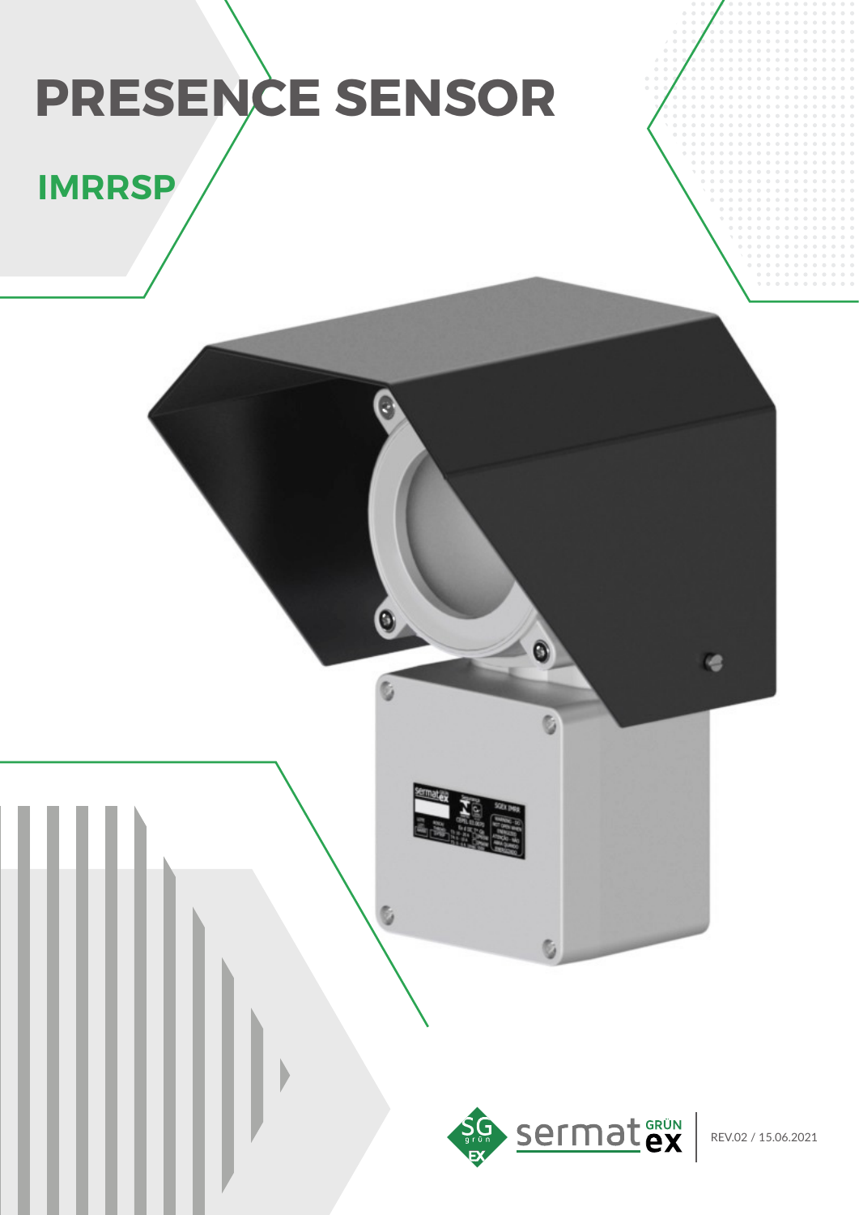# PRESENCE SENSOR

## IMRRSP

REV.02 / 15.06.2021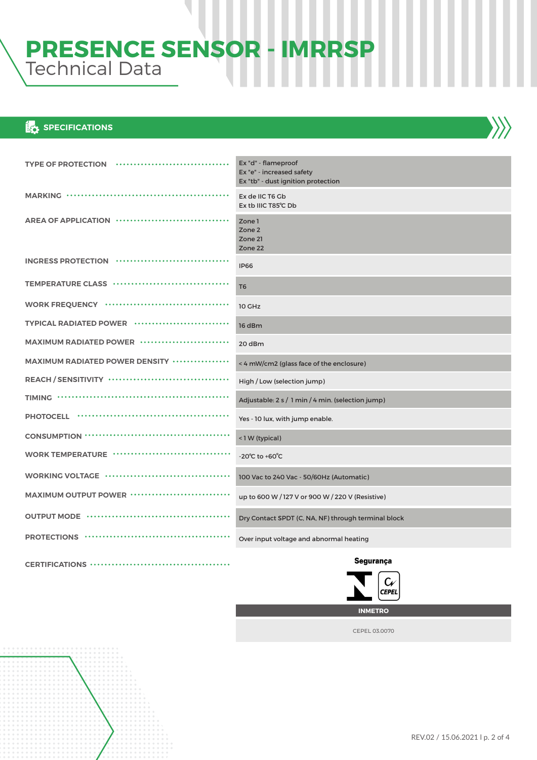# PRESENCE SENSOR - IMRRSP
## Technical Data

### SPECIFICATIONS

| | |
|---|---|
| TYPE OF PROTECTION | Ex "d" - flameproof<br>Ex "e" - increased safety<br>Ex "tb" - dust ignition protection |
| MARKING | Ex de IIC T6 Gb<br>Ex tb IIIC T85°C Db |
| AREA OF APPLICATION | Zone 1<br>Zone 2<br>Zone 21<br>Zone 22 |
| INGRESS PROTECTION | IP66 |
| TEMPERATURE CLASS | T6 |
| WORK FREQUENCY | 10 GHz |
| TYPICAL RADIATED POWER | 16 dBm |
| MAXIMUM RADIATED POWER | 20 dBm |
| MAXIMUM RADIATED POWER DENSITY | < 4 mW/cm2 (glass face of the enclosure) |
| REACH / SENSITIVITY | High / Low (selection jump) |
| TIMING | Adjustable: 2 s / 1 min / 4 min. (selection jump) |
| PHOTOCELL | Yes - 10 lux, with jump enable. |
| CONSUMPTION | < 1 W (typical) |
| WORK TEMPERATURE | -20°C to +60°C |
| WORKING VOLTAGE | 100 Vac to 240 Vac - 50/60Hz (Automatic) |
| MAXIMUM OUTPUT POWER | up to 600 W / 127 V or 900 W / 220 V (Resistive) |
| OUTPUT MODE | Dry Contact SPDT (C, NA, NF) through terminal block |
| PROTECTIONS | Over input voltage and abnormal heating |
| CERTIFICATIONS | Segurança<br>CEPEL<br>INMETRO<br>CEPEL 03.0070 |

REV.02 / 15.06.2021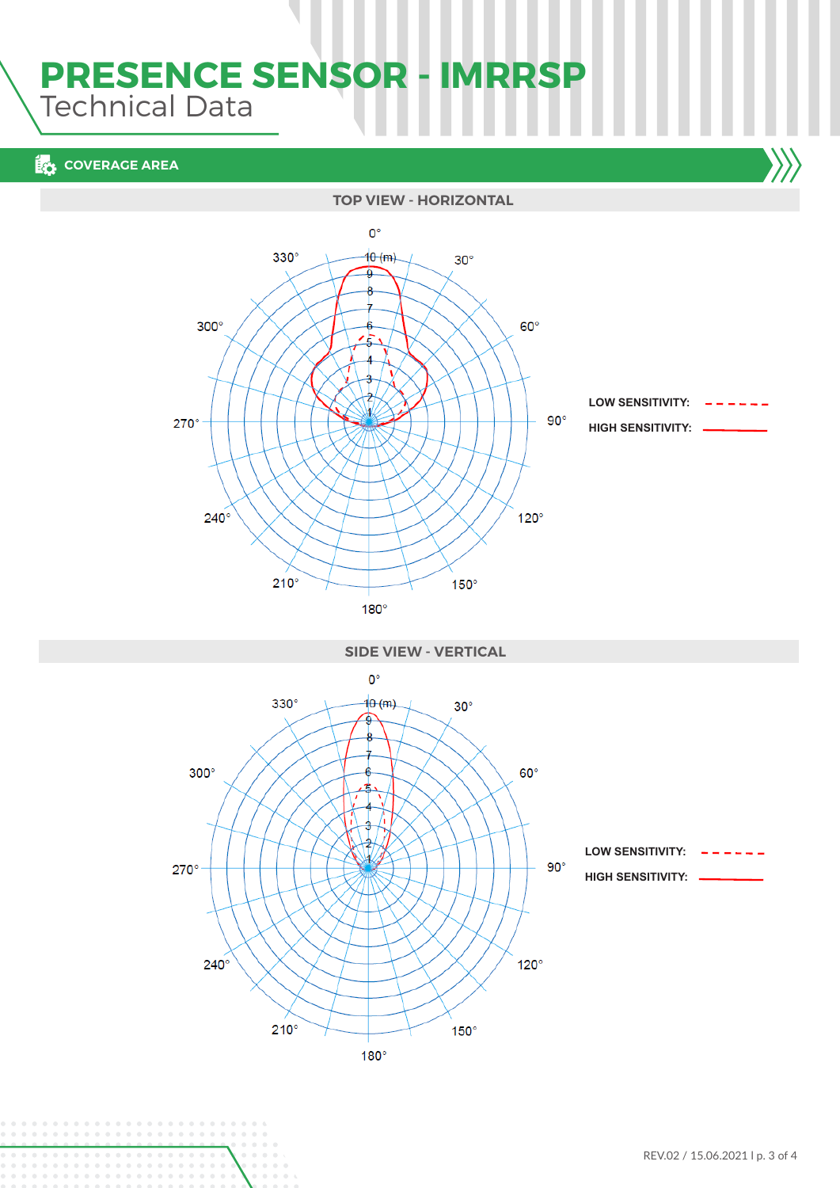# PRESENCE SENSOR - IMRRSP
Technical Data

## COVERAGE AREA

### TOP VIEW - HORIZONTAL

0° 330° 30° 300° 60° 270° 90° 240° 120° 210° 150° 180°

10 (m) 9 8 7 6 5 4 3 2 1

LOW SENSITIVITY: - - - - - -

HIGH SENSITIVITY: ———

### SIDE VIEW - VERTICAL

0° 330° 30° 300° 60° 270° 90° 240° 120° 210° 150° 180°

10 (m) 9 8 7 6 5 4 3 2 1

LOW SENSITIVITY: - - - - - -

HIGH SENSITIVITY: ———

REV.02 / 15.06.2021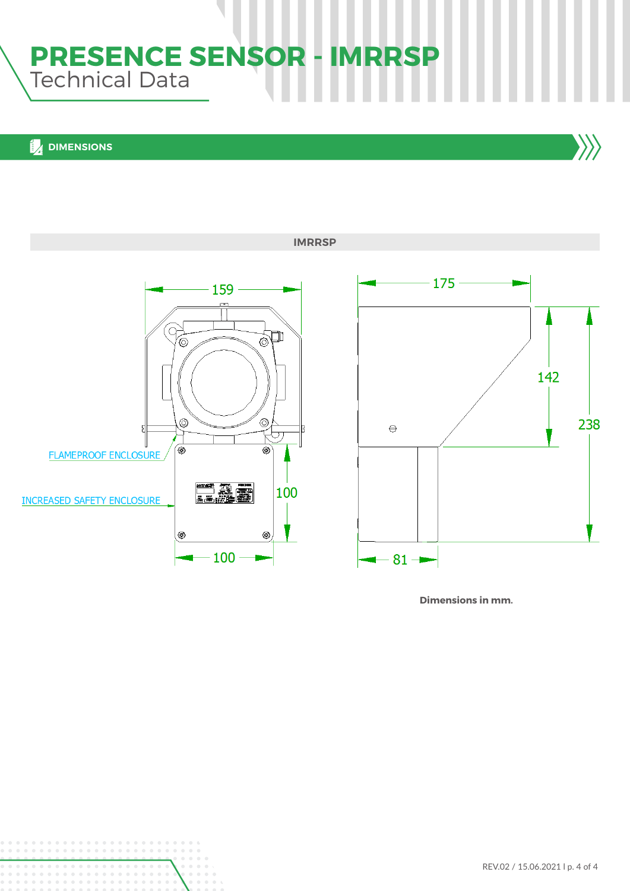# PRESENCE SENSOR - IMRRSP

Technical Data

## DIMENSIONS

**IMRRSP**

159

175

142

238

FLAMEPROOF ENCLOSURE

INCREASED SAFETY ENCLOSURE

100

100

81

**Dimensions in mm.**

REV.02 / 15.06.2021